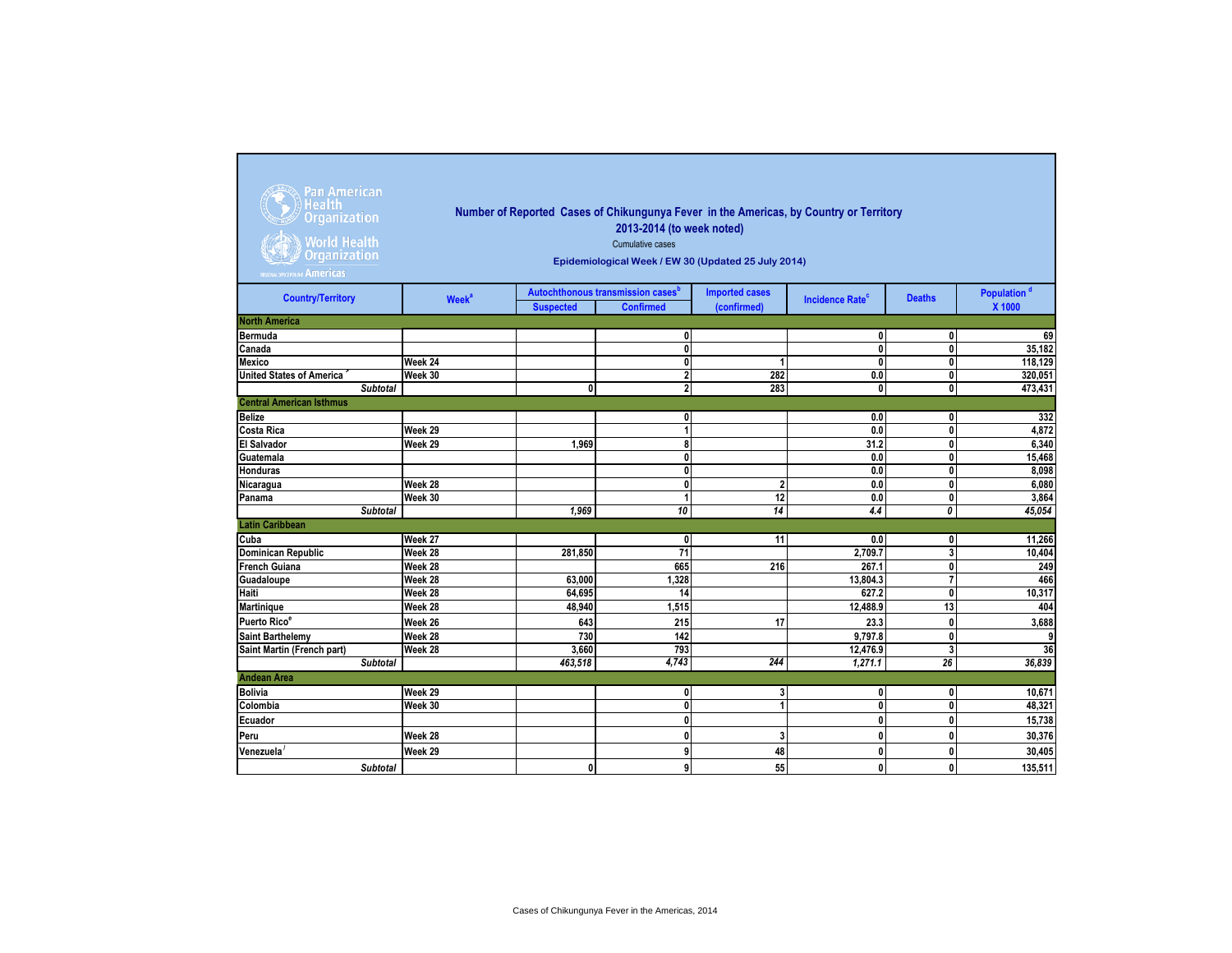Pan American Health Organization
World Health Organization
REGIONAL OFFICE FOR THE Americas

## Number of Reported Cases of Chikungunya Fever in the Americas, by Country or Territory

### 2013-2014 (to week noted)

Cumulative cases

**Epidemiological Week / EW 30 (Updated 25 July 2014)**

| Country/Territory | Week[a] | Autochthonous transmission cases[b] | | Imported cases (confirmed) | Incidence Rate[c] | Deaths | Population [d] X 1000 |
|---|---|---|---|---|---|---|---|
| | | Suspected | Confirmed | | | | |
| **North America** | | | | | | | |
| Bermuda | | | 0 | | 0 | 0 | 69 |
| Canada | | | 0 | | 0 | 0 | 35,182 |
| Mexico | Week 24 | | 0 | 1 | 0 | 0 | 118,129 |
| United States of America[*] | Week 30 | | 2 | 282 | 0.0 | 0 | 320,051 |
| *Subtotal* | | 0 | 2 | 283 | 0 | 0 | 473,431 |
| **Central American Isthmus** | | | | | | | |
| Belize | | | 0 | | 0.0 | 0 | 332 |
| Costa Rica | Week 29 | | 1 | | 0.0 | 0 | 4,872 |
| El Salvador | Week 29 | 1,969 | 8 | | 31.2 | 0 | 6,340 |
| Guatemala | | | 0 | | 0.0 | 0 | 15,468 |
| Honduras | | | 0 | | 0.0 | 0 | 8,098 |
| Nicaragua | Week 28 | | 0 | 2 | 0.0 | 0 | 6,080 |
| Panama | Week 30 | | 1 | 12 | 0.0 | 0 | 3,864 |
| *Subtotal* | | *1,969* | *10* | *14* | *4.4* | *0* | *45,054* |
| **Latin Caribbean** | | | | | | | |
| Cuba | Week 27 | | 0 | 11 | 0.0 | 0 | 11,266 |
| Dominican Republic | Week 28 | 281,850 | 71 | | 2,709.7 | 3 | 10,404 |
| French Guiana | Week 28 | | 665 | 216 | 267.1 | 0 | 249 |
| Guadaloupe | Week 28 | 63,000 | 1,328 | | 13,804.3 | 7 | 466 |
| Haiti | Week 28 | 64,695 | 14 | | 627.2 | 0 | 10,317 |
| Martinique | Week 28 | 48,940 | 1,515 | | 12,488.9 | 13 | 404 |
| Puerto Rico[e] | Week 26 | 643 | 215 | 17 | 23.3 | 0 | 3,688 |
| Saint Barthelemy | Week 28 | 730 | 142 | | 9,797.8 | 0 | 9 |
| Saint Martin (French part) | Week 28 | 3,660 | 793 | | 12,476.9 | 3 | 36 |
| *Subtotal* | | *463,518* | *4,743* | *244* | *1,271.1* | *26* | *36,839* |
| **Andean Area** | | | | | | | |
| Bolivia | Week 29 | | 0 | 3 | 0 | 0 | 10,671 |
| Colombia | Week 30 | | 0 | 1 | 0 | 0 | 48,321 |
| Ecuador | | | 0 | | 0 | 0 | 15,738 |
| Peru | Week 28 | | 0 | 3 | 0 | 0 | 30,376 |
| Venezuela[f] | Week 29 | | 9 | 48 | 0 | 0 | 30,405 |
| *Subtotal* | | 0 | 9 | 55 | 0 | 0 | 135,511 |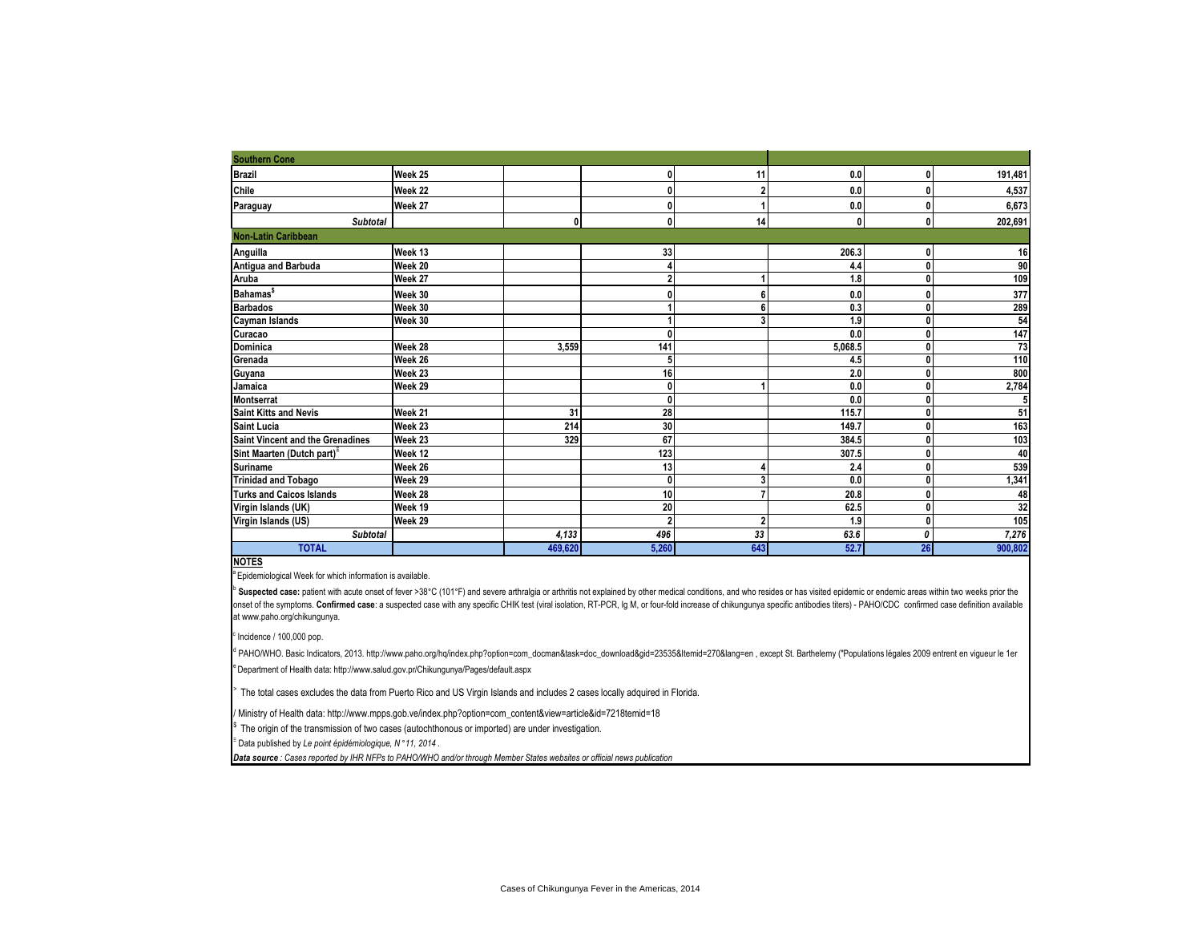| | | | | | | | |
|---|---|---|---|---|---|---|---|
| **Southern Cone** | | | | | | | |
| **Brazil** | **Week 25** | | **0** | **11** | **0.0** | **0** | **191,481** |
| **Chile** | **Week 22** | | **0** | **2** | **0.0** | **0** | **4,537** |
| **Paraguay** | **Week 27** | | **0** | **1** | **0.0** | **0** | **6,673** |
| ***Subtotal*** | | **0** | **0** | **14** | **0** | **0** | **202,691** |
| **Non-Latin Caribbean** | | | | | | | |
| **Anguilla** | **Week 13** | | **33** | | **206.3** | **0** | **16** |
| **Antigua and Barbuda** | **Week 20** | | **4** | | **4.4** | **0** | **90** |
| **Aruba** | **Week 27** | | **2** | **1** | **1.8** | **0** | **109** |
| **Bahamas[$]** | **Week 30** | | **0** | **6** | **0.0** | **0** | **377** |
| **Barbados** | **Week 30** | | **1** | **6** | **0.3** | **0** | **289** |
| **Cayman Islands** | **Week 30** | | **1** | **3** | **1.9** | **0** | **54** |
| **Curacao** | | | **0** | | **0.0** | **0** | **147** |
| **Dominica** | **Week 28** | **3,559** | **141** | | **5,068.5** | **0** | **73** |
| **Grenada** | **Week 26** | | **5** | | **4.5** | **0** | **110** |
| **Guyana** | **Week 23** | | **16** | | **2.0** | **0** | **800** |
| **Jamaica** | **Week 29** | | **0** | **1** | **0.0** | **0** | **2,784** |
| **Montserrat** | | | **0** | | **0.0** | **0** | **5** |
| **Saint Kitts and Nevis** | **Week 21** | **31** | **28** | | **115.7** | **0** | **51** |
| **Saint Lucia** | **Week 23** | **214** | **30** | | **149.7** | **0** | **163** |
| **Saint Vincent and the Grenadines** | **Week 23** | **329** | **67** | | **384.5** | **0** | **103** |
| **Sint Maarten (Dutch part)[£]** | **Week 12** | | **123** | | **307.5** | **0** | **40** |
| **Suriname** | **Week 26** | | **13** | **4** | **2.4** | **0** | **539** |
| **Trinidad and Tobago** | **Week 29** | | **0** | **3** | **0.0** | **0** | **1,341** |
| **Turks and Caicos Islands** | **Week 28** | | **10** | **7** | **20.8** | **0** | **48** |
| **Virgin Islands (UK)** | **Week 19** | | **20** | | **62.5** | **0** | **32** |
| **Virgin Islands (US)** | **Week 29** | | **2** | **2** | **1.9** | **0** | **105** |
| ***Subtotal*** | | ***4,133*** | ***496*** | ***33*** | ***63.6*** | ***0*** | ***7,276*** |
| **TOTAL** | | **469,620** | **5,260** | **643** | **52.7** | **26** | **900,802** |

**NOTES**

[a] Epidemiological Week for which information is available.

[b] **Suspected case:** patient with acute onset of fever >38°C (101°F) and severe arthralgia or arthritis not explained by other medical conditions, and who resides or has visited epidemic or endemic areas within two weeks prior the onset of the symptoms. **Confirmed case**: a suspected case with any specific CHIK test (viral isolation, RT-PCR, Ig M, or four-fold increase of chikungunya specific antibodies titers) - PAHO/CDC confirmed case definition available at www.paho.org/chikungunya.

[c] Incidence / 100,000 pop.

[d] PAHO/WHO. Basic Indicators, 2013. http://www.paho.org/hq/index.php?option=com_docman&task=doc_download&gid=23535&Itemid=270&lang=en , except St. Barthelemy ("Populations légales 2009 entrent en vigueur le 1er

[e] Department of Health data: http://www.salud.gov.pr/Chikungunya/Pages/default.aspx

[>] The total cases excludes the data from Puerto Rico and US Virgin Islands and includes 2 cases locally adquired in Florida.

/ Ministry of Health data: http://www.mpps.gob.ve/index.php?option=com_content&view=article&id=7218temid=18

[$] The origin of the transmission of two cases (autochthonous or imported) are under investigation.

[£] Data published by *Le point épidémiologique, N°11, 2014* .

***Data source** : Cases reported by IHR NFPs to PAHO/WHO and/or through Member States websites or official news publication*

Cases of Chikungunya Fever in the Americas, 2014